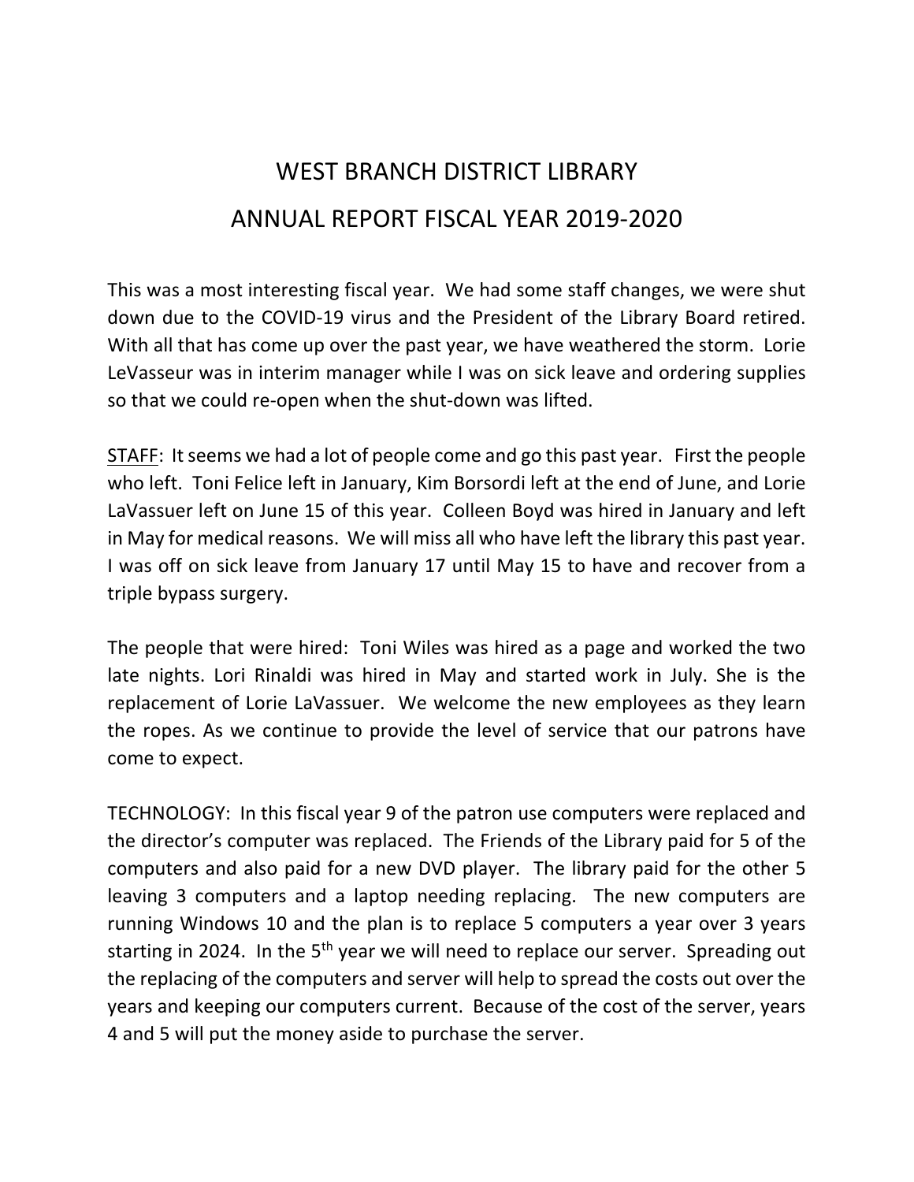# WEST BRANCH DISTRICT LIBRARY

# ANNUAL REPORT FISCAL YEAR 2019-2020

This was a most interesting fiscal year. We had some staff changes, we were shut down due to the COVID-19 virus and the President of the Library Board retired. With all that has come up over the past year, we have weathered the storm. Lorie LeVasseur was in interim manager while I was on sick leave and ordering supplies so that we could re-open when the shut-down was lifted.

STAFF: It seems we had a lot of people come and go this past year. First the people who left. Toni Felice left in January, Kim Borsordi left at the end of June, and Lorie LaVassuer left on June 15 of this year. Colleen Boyd was hired in January and left in May for medical reasons. We will miss all who have left the library this past year. I was off on sick leave from January 17 until May 15 to have and recover from a triple bypass surgery.

The people that were hired: Toni Wiles was hired as a page and worked the two late nights. Lori Rinaldi was hired in May and started work in July. She is the replacement of Lorie LaVassuer. We welcome the new employees as they learn the ropes. As we continue to provide the level of service that our patrons have come to expect.

TECHNOLOGY: In this fiscal year 9 of the patron use computers were replaced and the director's computer was replaced. The Friends of the Library paid for 5 of the computers and also paid for a new DVD player. The library paid for the other 5 leaving 3 computers and a laptop needing replacing. The new computers are running Windows 10 and the plan is to replace 5 computers a year over 3 years starting in 2024. In the 5th year we will need to replace our server. Spreading out the replacing of the computers and server will help to spread the costs out over the years and keeping our computers current. Because of the cost of the server, years 4 and 5 will put the money aside to purchase the server.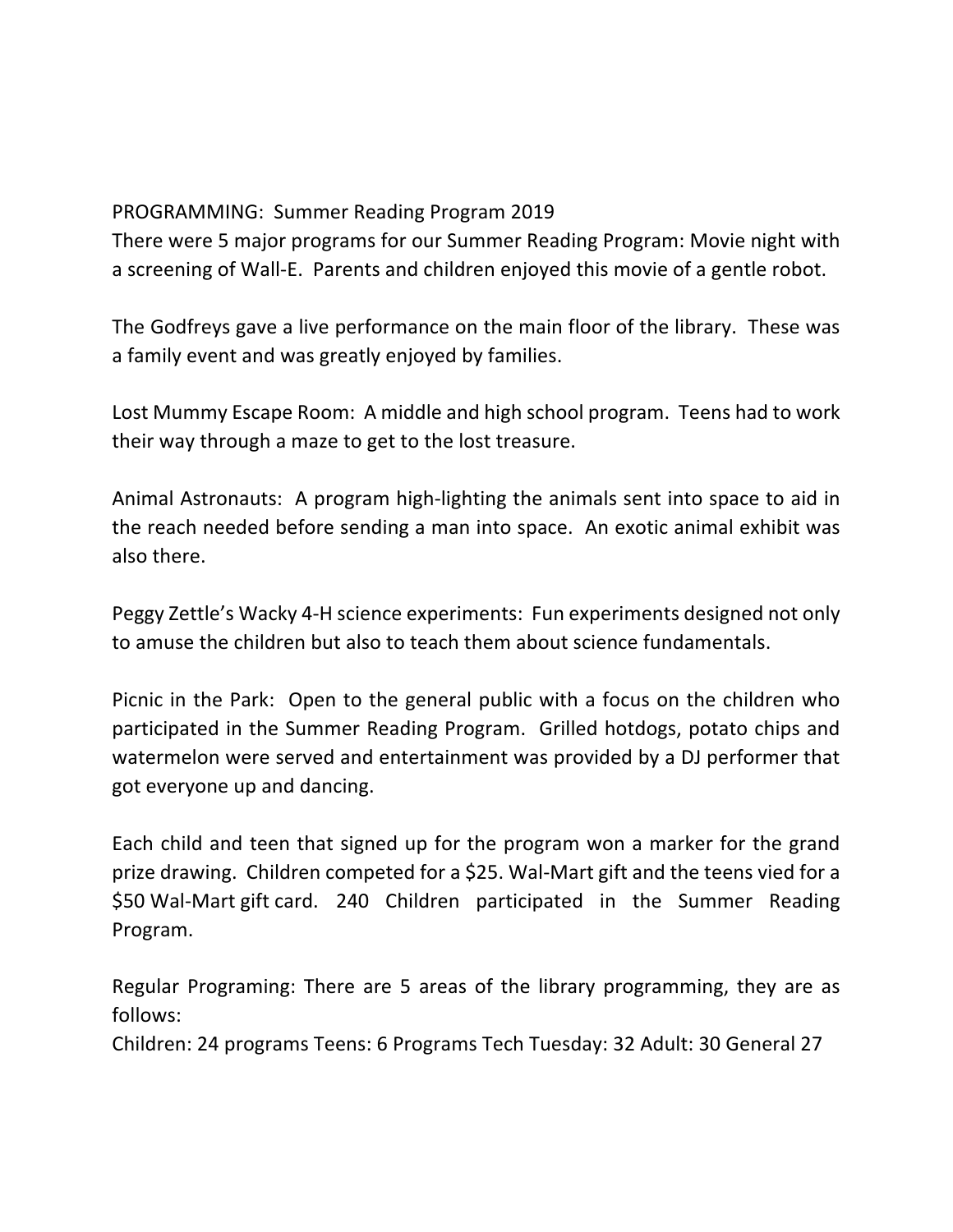PROGRAMMING: Summer Reading Program 2019

There were 5 major programs for our Summer Reading Program: Movie night with a screening of Wall-E. Parents and children enjoyed this movie of a gentle robot.

The Godfreys gave a live performance on the main floor of the library. These was a family event and was greatly enjoyed by families.

Lost Mummy Escape Room: A middle and high school program. Teens had to work their way through a maze to get to the lost treasure.

Animal Astronauts: A program high-lighting the animals sent into space to aid in the reach needed before sending a man into space. An exotic animal exhibit was also there.

Peggy Zettle's Wacky 4-H science experiments: Fun experiments designed not only to amuse the children but also to teach them about science fundamentals.

Picnic in the Park: Open to the general public with a focus on the children who participated in the Summer Reading Program. Grilled hotdogs, potato chips and watermelon were served and entertainment was provided by a DJ performer that got everyone up and dancing.

Each child and teen that signed up for the program won a marker for the grand prize drawing. Children competed for a $25. Wal-Mart gift and the teens vied for a $50 Wal-Mart gift card. 240 Children participated in the Summer Reading Program.

Regular Programing: There are 5 areas of the library programming, they are as follows:

Children: 24 programs Teens: 6 Programs Tech Tuesday: 32 Adult: 30 General 27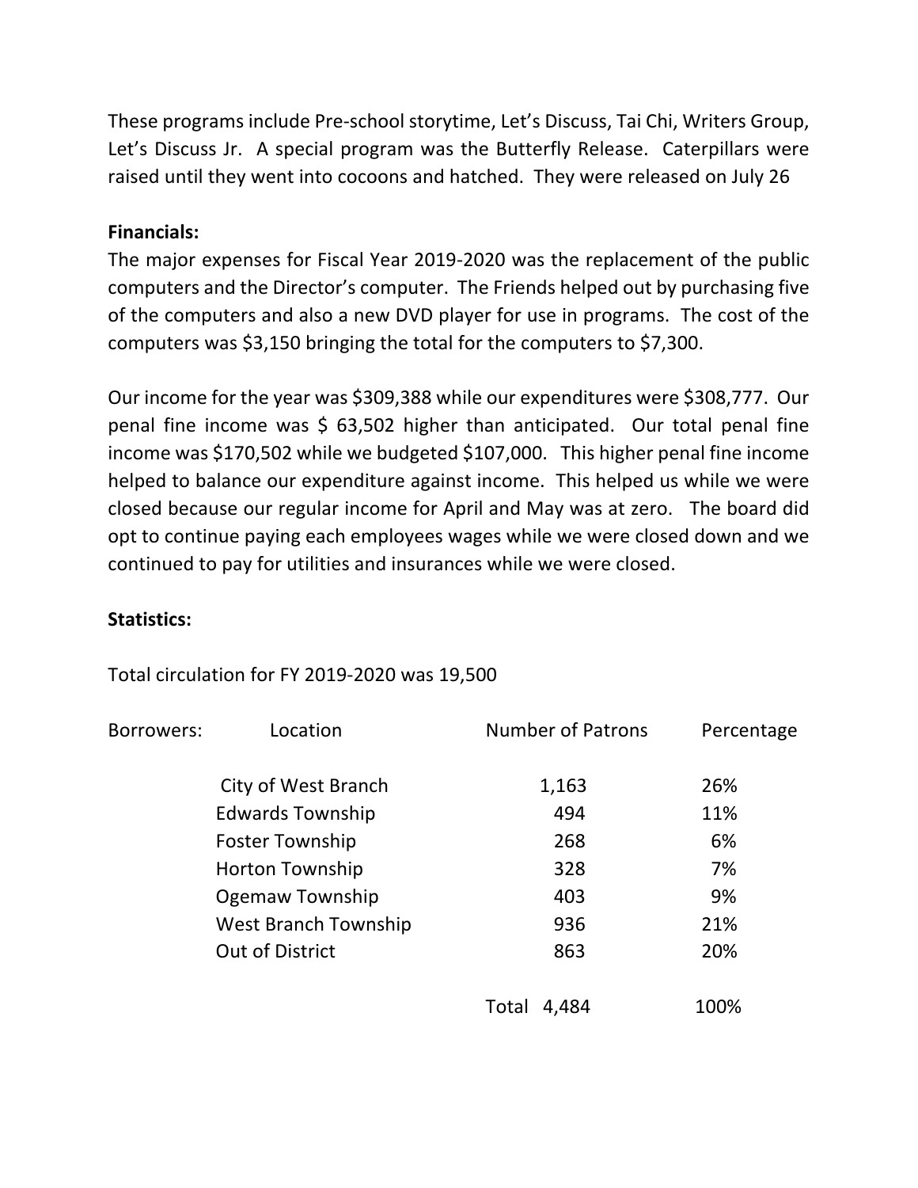These programs include Pre-school storytime, Let's Discuss, Tai Chi, Writers Group, Let's Discuss Jr. A special program was the Butterfly Release. Caterpillars were raised until they went into cocoons and hatched. They were released on July 26

**Financials:**

The major expenses for Fiscal Year 2019-2020 was the replacement of the public computers and the Director's computer. The Friends helped out by purchasing five of the computers and also a new DVD player for use in programs. The cost of the computers was $3,150 bringing the total for the computers to $7,300.

Our income for the year was $309,388 while our expenditures were $308,777. Our penal fine income was $ 63,502 higher than anticipated. Our total penal fine income was $170,502 while we budgeted $107,000. This higher penal fine income helped to balance our expenditure against income. This helped us while we were closed because our regular income for April and May was at zero. The board did opt to continue paying each employees wages while we were closed down and we continued to pay for utilities and insurances while we were closed.

**Statistics:**

Total circulation for FY 2019-2020 was 19,500

| Borrowers: | Location | Number of Patrons | Percentage |
|---|---|---|---|
| | City of West Branch | 1,163 | 26% |
| | Edwards Township | 494 | 11% |
| | Foster Township | 268 | 6% |
| | Horton Township | 328 | 7% |
| | Ogemaw Township | 403 | 9% |
| | West Branch Township | 936 | 21% |
| | Out of District | 863 | 20% |
| | | Total 4,484 | 100% |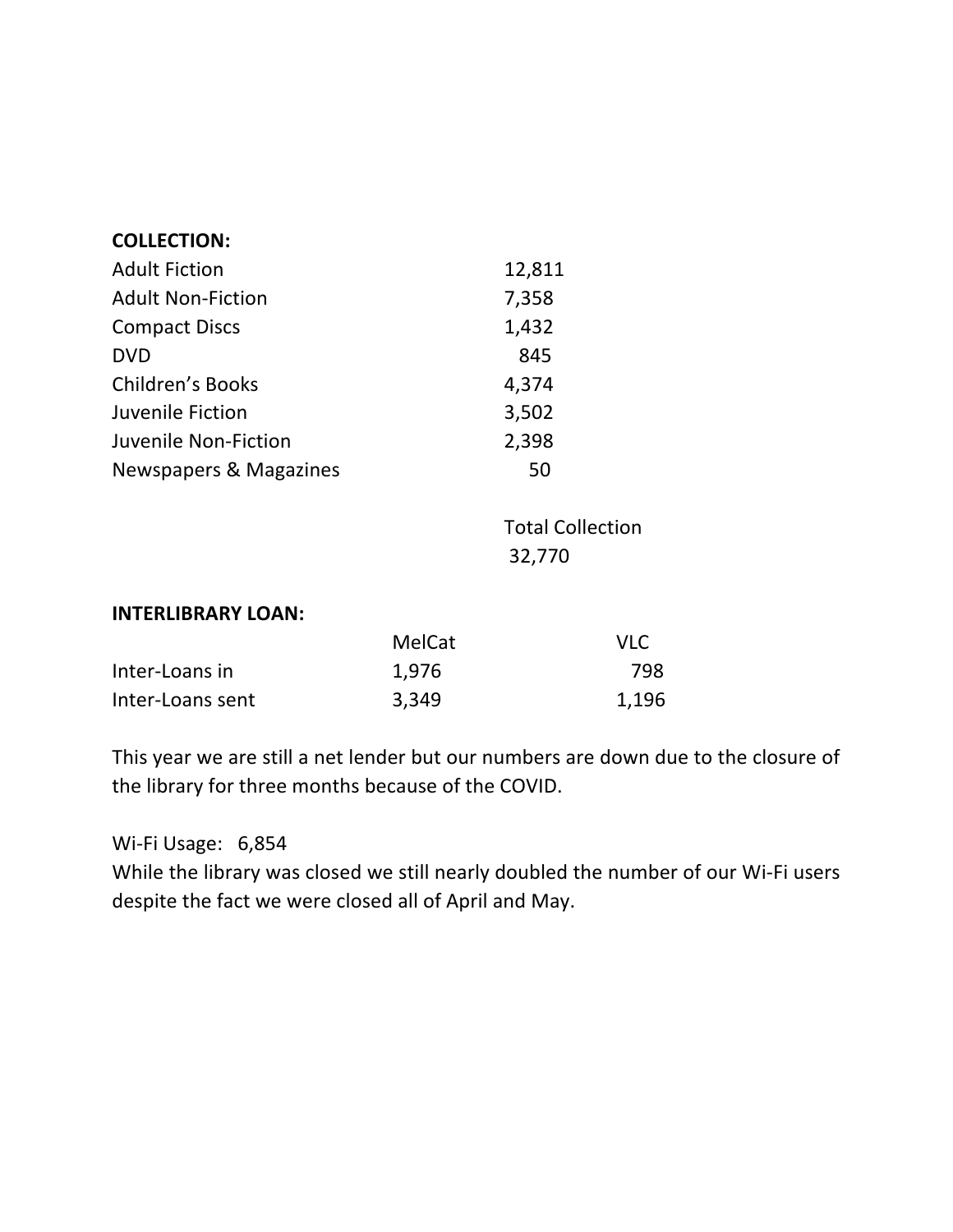**COLLECTION:**

| | |
|---|---|
| Adult Fiction | 12,811 |
| Adult Non-Fiction | 7,358 |
| Compact Discs | 1,432 |
| DVD | 845 |
| Children's Books | 4,374 |
| Juvenile Fiction | 3,502 |
| Juvenile Non-Fiction | 2,398 |
| Newspapers & Magazines | 50 |
| | Total Collection 32,770 |

**INTERLIBRARY LOAN:**

| | MelCat | VLC |
|---|---|---|
| Inter-Loans in | 1,976 | 798 |
| Inter-Loans sent | 3,349 | 1,196 |

This year we are still a net lender but our numbers are down due to the closure of the library for three months because of the COVID.

Wi-Fi Usage: 6,854
While the library was closed we still nearly doubled the number of our Wi-Fi users despite the fact we were closed all of April and May.